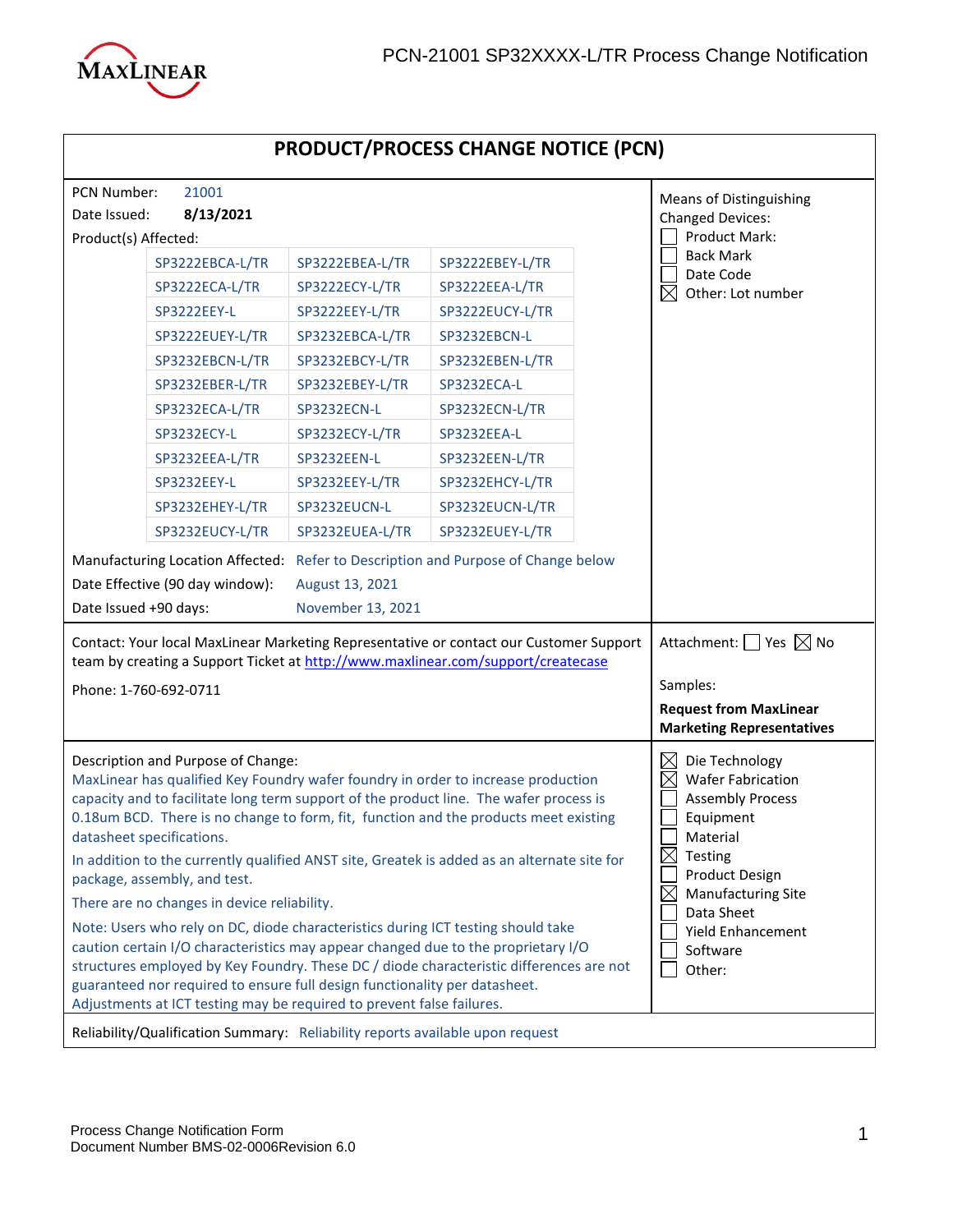# PRODUCT/PROCESS CHANGE NOTICE (PCN)

PCN Number: 21001

Date Issued: **8/13/2021**

Product(s) Affected:

| | | |
|---|---|---|
| SP3222EBCA-L/TR | SP3222EBEA-L/TR | SP3222EBEY-L/TR |
| SP3222ECA-L/TR | SP3222ECY-L/TR | SP3222EEA-L/TR |
| SP3222EEY-L | SP3222EEY-L/TR | SP3222EUCY-L/TR |
| SP3222EUEY-L/TR | SP3232EBCA-L/TR | SP3232EBCN-L |
| SP3232EBCN-L/TR | SP3232EBCY-L/TR | SP3232EBEN-L/TR |
| SP3232EBER-L/TR | SP3232EBEY-L/TR | SP3232ECA-L |
| SP3232ECA-L/TR | SP3232ECN-L | SP3232ECN-L/TR |
| SP3232ECY-L | SP3232ECY-L/TR | SP3232EEA-L |
| SP3232EEA-L/TR | SP3232EEN-L | SP3232EEN-L/TR |
| SP3232EEY-L | SP3232EEY-L/TR | SP3232EHCY-L/TR |
| SP3232EHEY-L/TR | SP3232EUCN-L | SP3232EUCN-L/TR |
| SP3232EUCY-L/TR | SP3232EUEA-L/TR | SP3232EUEY-L/TR |

Manufacturing Location Affected: Refer to Description and Purpose of Change below

Date Effective (90 day window): August 13, 2021

Date Issued +90 days: November 13, 2021

Means of Distinguishing Changed Devices:

- ☐ Product Mark:
- ☐ Back Mark
- ☐ Date Code
- ☒ Other: Lot number

Contact: Your local MaxLinear Marketing Representative or contact our Customer Support team by creating a Support Ticket at http://www.maxlinear.com/support/createcase

Phone: 1-760-692-0711

Attachment: ☐ Yes ☒ No

Samples:

**Request from MaxLinear Marketing Representatives**

Description and Purpose of Change:

MaxLinear has qualified Key Foundry wafer foundry in order to increase production capacity and to facilitate long term support of the product line. The wafer process is 0.18um BCD. There is no change to form, fit, function and the products meet existing datasheet specifications.

In addition to the currently qualified ANST site, Greatek is added as an alternate site for package, assembly, and test.

There are no changes in device reliability.

Note: Users who rely on DC, diode characteristics during ICT testing should take caution certain I/O characteristics may appear changed due to the proprietary I/O structures employed by Key Foundry. These DC / diode characteristic differences are not guaranteed nor required to ensure full design functionality per datasheet. Adjustments at ICT testing may be required to prevent false failures.

- ☒ Die Technology
- ☒ Wafer Fabrication
- ☐ Assembly Process
- ☐ Equipment
- ☐ Material
- ☒ Testing
- ☐ Product Design
- ☒ Manufacturing Site
- ☐ Data Sheet
- ☐ Yield Enhancement
- ☐ Software
- ☐ Other:

Reliability/Qualification Summary: Reliability reports available upon request

Process Change Notification Form
Document Number BMS-02-0006Revision 6.0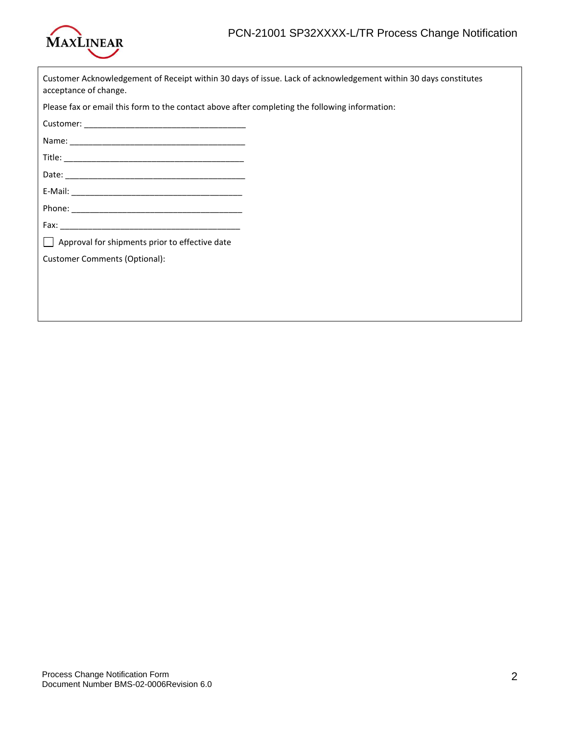Customer Acknowledgement of Receipt within 30 days of issue. Lack of acknowledgement within 30 days constitutes acceptance of change.

Please fax or email this form to the contact above after completing the following information:

Customer: ___________________________________

Name: ______________________________________

Title: ______________________________________

Date: ______________________________________

E-Mail: ____________________________________

Phone: _____________________________________

Fax: _______________________________________

☐ Approval for shipments prior to effective date

Customer Comments (Optional):